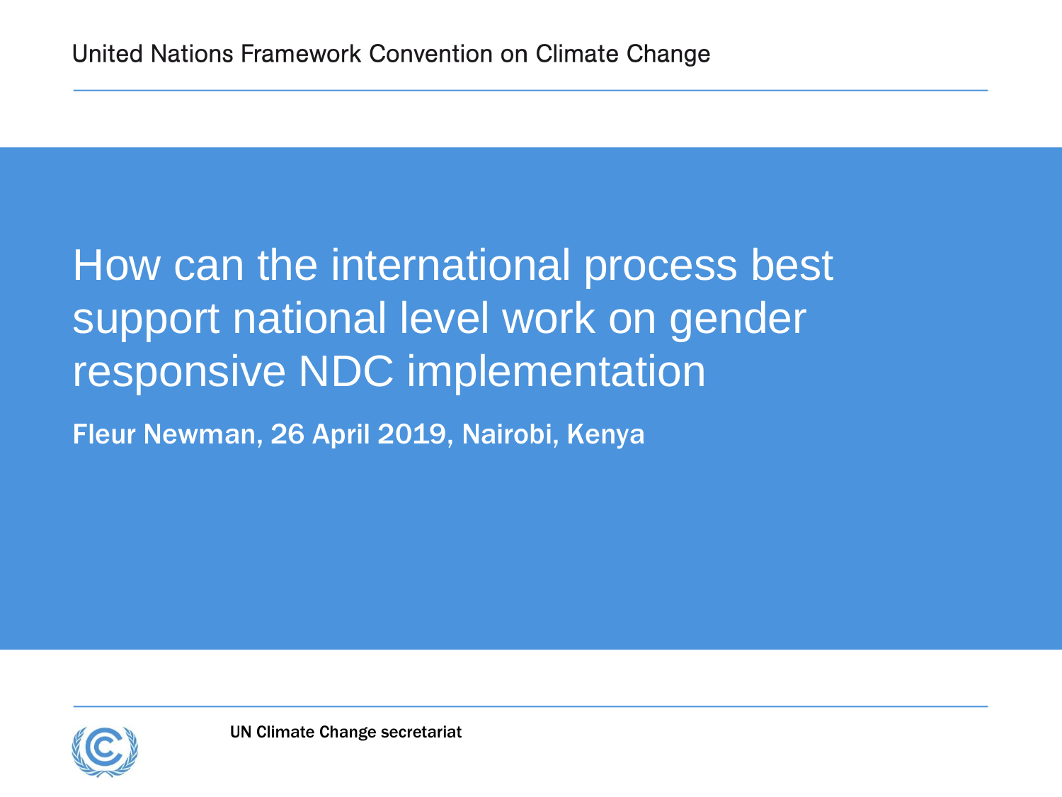United Nations Framework Convention on Climate Change

# How can the international process best support national level work on gender responsive NDC implementation

**Fleur Newman, 26 April 2019, Nairobi, Kenya**

UN Climate Change secretariat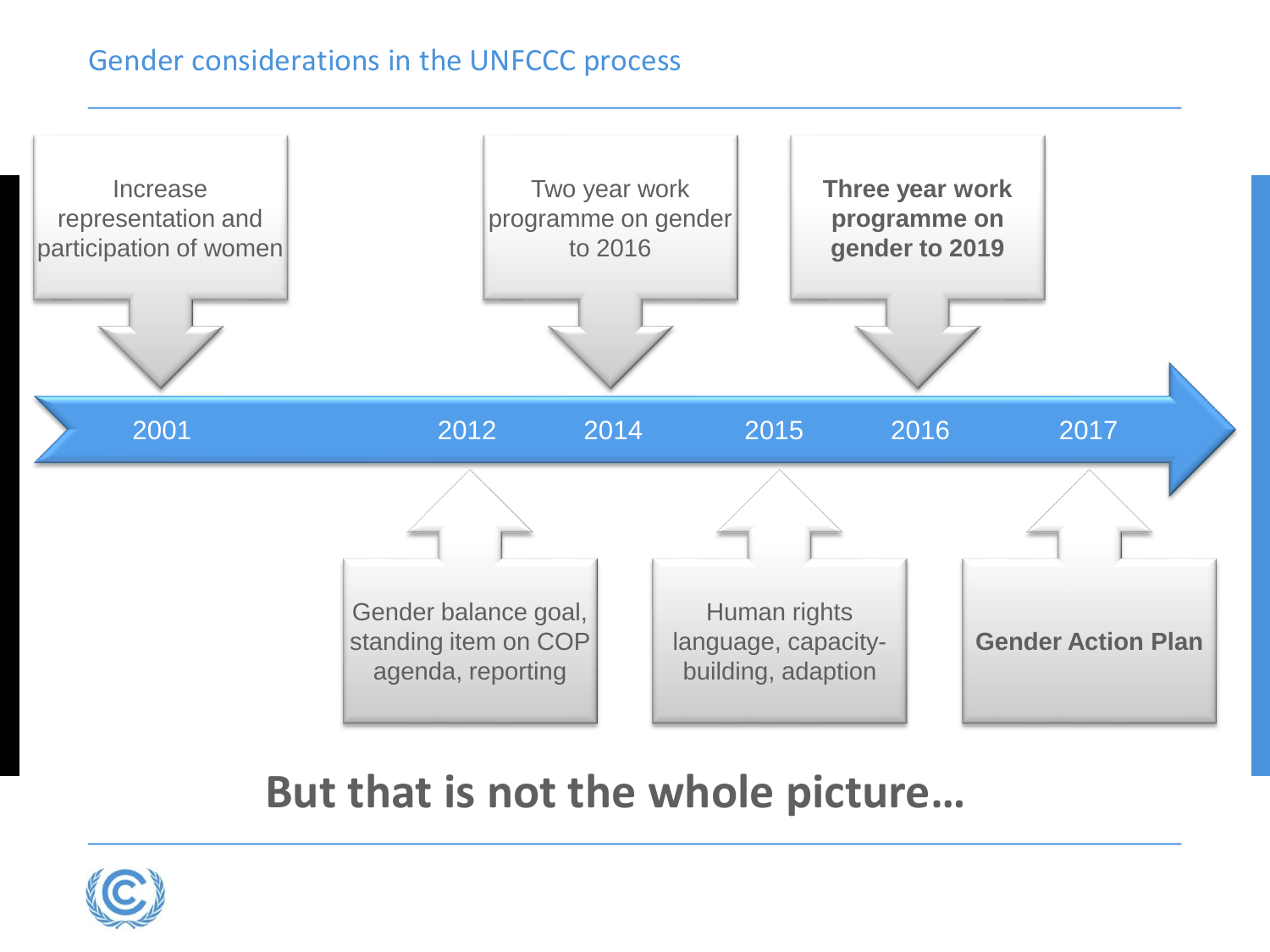## Gender considerations in the UNFCCC process

- **2001**: Increase representation and participation of women
- **2012**: Gender balance goal, standing item on COP agenda, reporting
- **2014**: Two year work programme on gender to 2016
- **2015**: Human rights language, capacity-building, adaption
- **2016**: **Three year work programme on gender to 2019**
- **2017**: **Gender Action Plan**

**But that is not the whole picture…**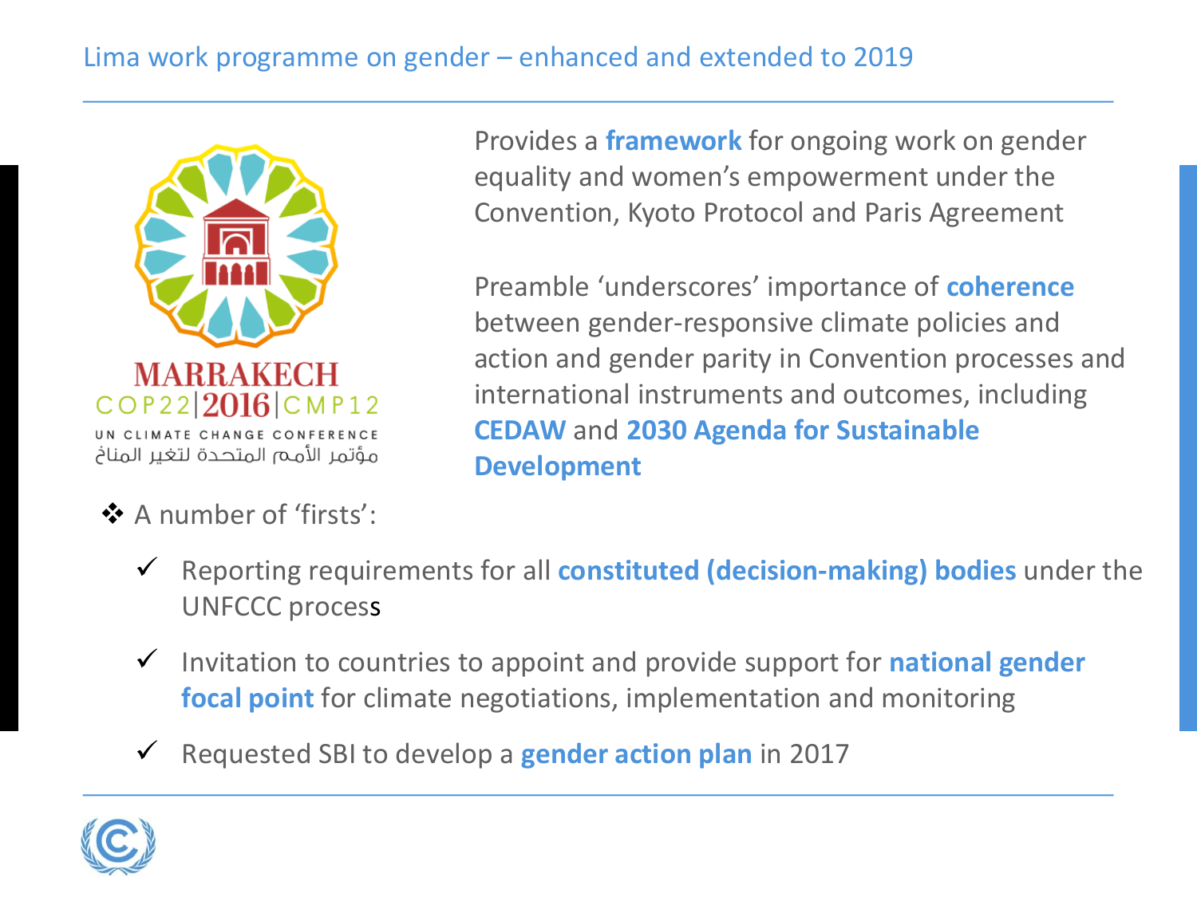## Lima work programme on gender – enhanced and extended to 2019

MARRAKECH
COP22|2016|CMP12
UN CLIMATE CHANGE CONFERENCE
مؤتمر الأمم المتحدة لتغير المناخ

Provides a **framework** for ongoing work on gender equality and women's empowerment under the Convention, Kyoto Protocol and Paris Agreement

Preamble 'underscores' importance of **coherence** between gender-responsive climate policies and action and gender parity in Convention processes and international instruments and outcomes, including **CEDAW** and **2030 Agenda for Sustainable Development**

- A number of 'firsts':
  - ✓ Reporting requirements for all **constituted (decision-making) bodies** under the UNFCCC process
  - ✓ Invitation to countries to appoint and provide support for **national gender focal point** for climate negotiations, implementation and monitoring
  - ✓ Requested SBI to develop a **gender action plan** in 2017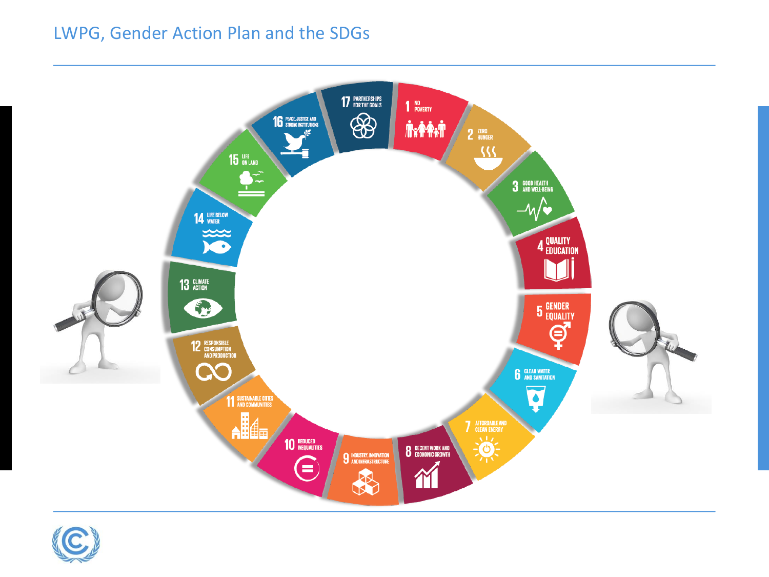# LWPG, Gender Action Plan and the SDGs

1 NO POVERTY

2 ZERO HUNGER

3 GOOD HEALTH AND WELL-BEING

4 QUALITY EDUCATION

5 GENDER EQUALITY

6 CLEAN WATER AND SANITATION

7 AFFORDABLE AND CLEAN ENERGY

8 DECENT WORK AND ECONOMIC GROWTH

9 INDUSTRY, INNOVATION AND INFRASTRUCTURE

10 REDUCED INEQUALITIES

11 SUSTAINABLE CITIES AND COMMUNITIES

12 RESPONSIBLE CONSUMPTION AND PRODUCTION

13 CLIMATE ACTION

14 LIFE BELOW WATER

15 LIFE ON LAND

16 PEACE, JUSTICE AND STRONG INSTITUTIONS

17 PARTNERSHIPS FOR THE GOALS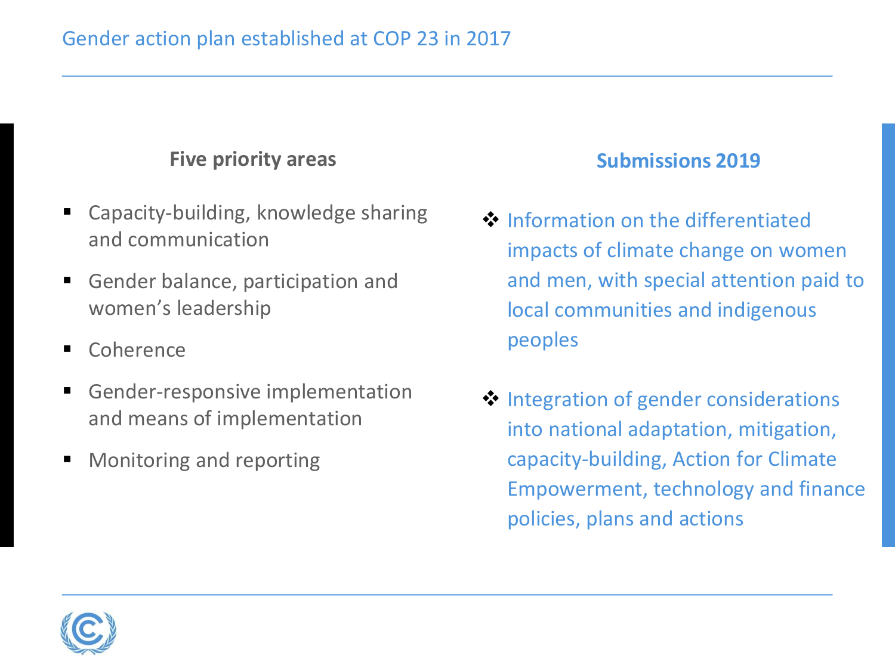## Gender action plan established at COP 23 in 2017

### Five priority areas

- Capacity-building, knowledge sharing and communication
- Gender balance, participation and women's leadership
- Coherence
- Gender-responsive implementation and means of implementation
- Monitoring and reporting

### Submissions 2019

- Information on the differentiated impacts of climate change on women and men, with special attention paid to local communities and indigenous peoples
- Integration of gender considerations into national adaptation, mitigation, capacity-building, Action for Climate Empowerment, technology and finance policies, plans and actions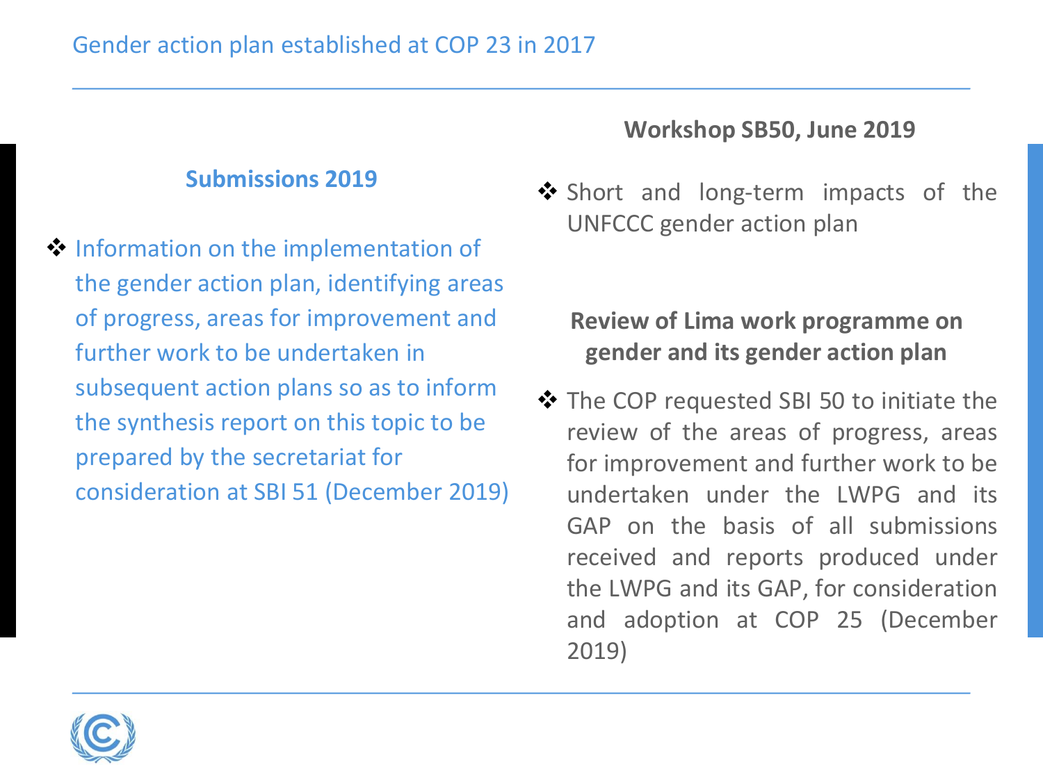# Gender action plan established at COP 23 in 2017

## Submissions 2019

- Information on the implementation of the gender action plan, identifying areas of progress, areas for improvement and further work to be undertaken in subsequent action plans so as to inform the synthesis report on this topic to be prepared by the secretariat for consideration at SBI 51 (December 2019)

## Workshop SB50, June 2019

- Short and long-term impacts of the UNFCCC gender action plan

## Review of Lima work programme on gender and its gender action plan

- The COP requested SBI 50 to initiate the review of the areas of progress, areas for improvement and further work to be undertaken under the LWPG and its GAP on the basis of all submissions received and reports produced under the LWPG and its GAP, for consideration and adoption at COP 25 (December 2019)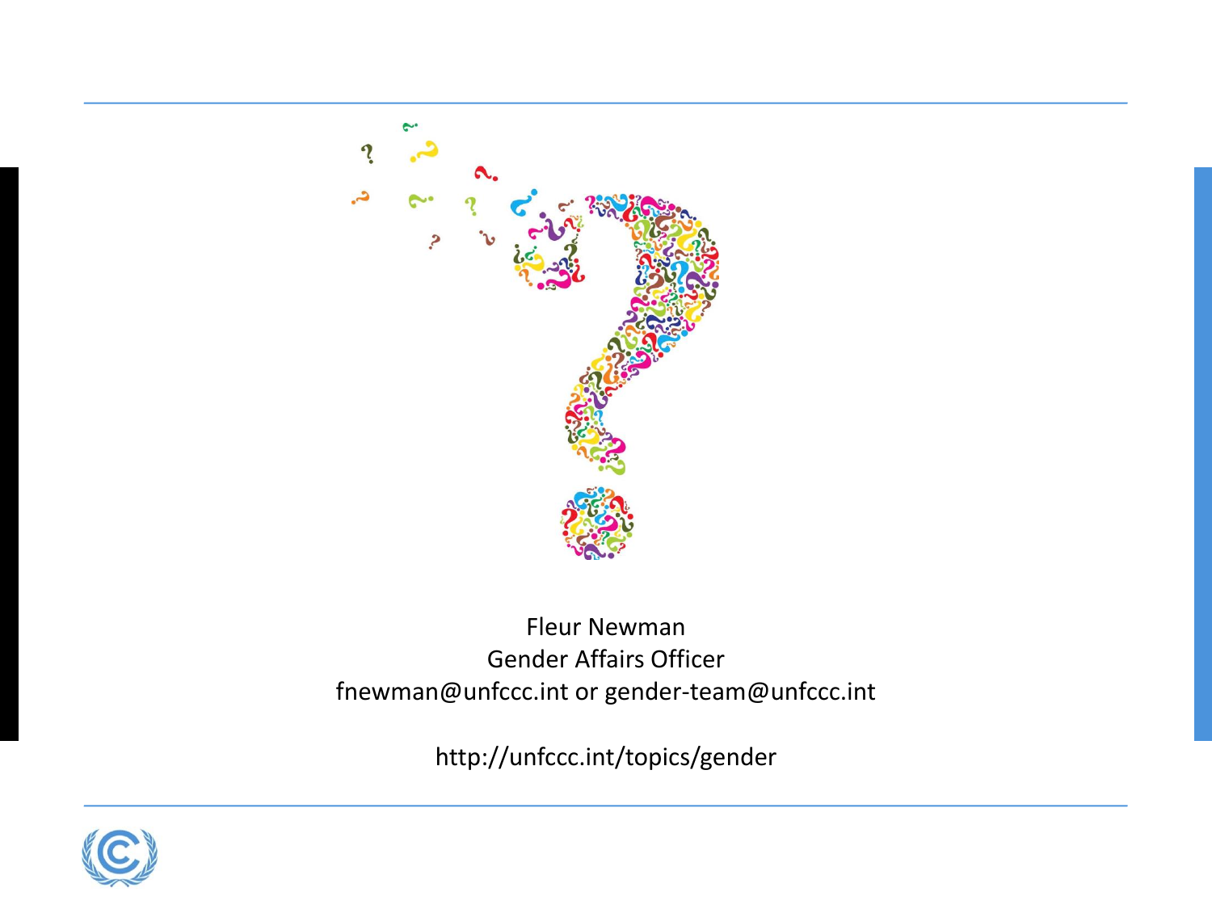Fleur Newman
Gender Affairs Officer
fnewman@unfccc.int or gender-team@unfccc.int

http://unfccc.int/topics/gender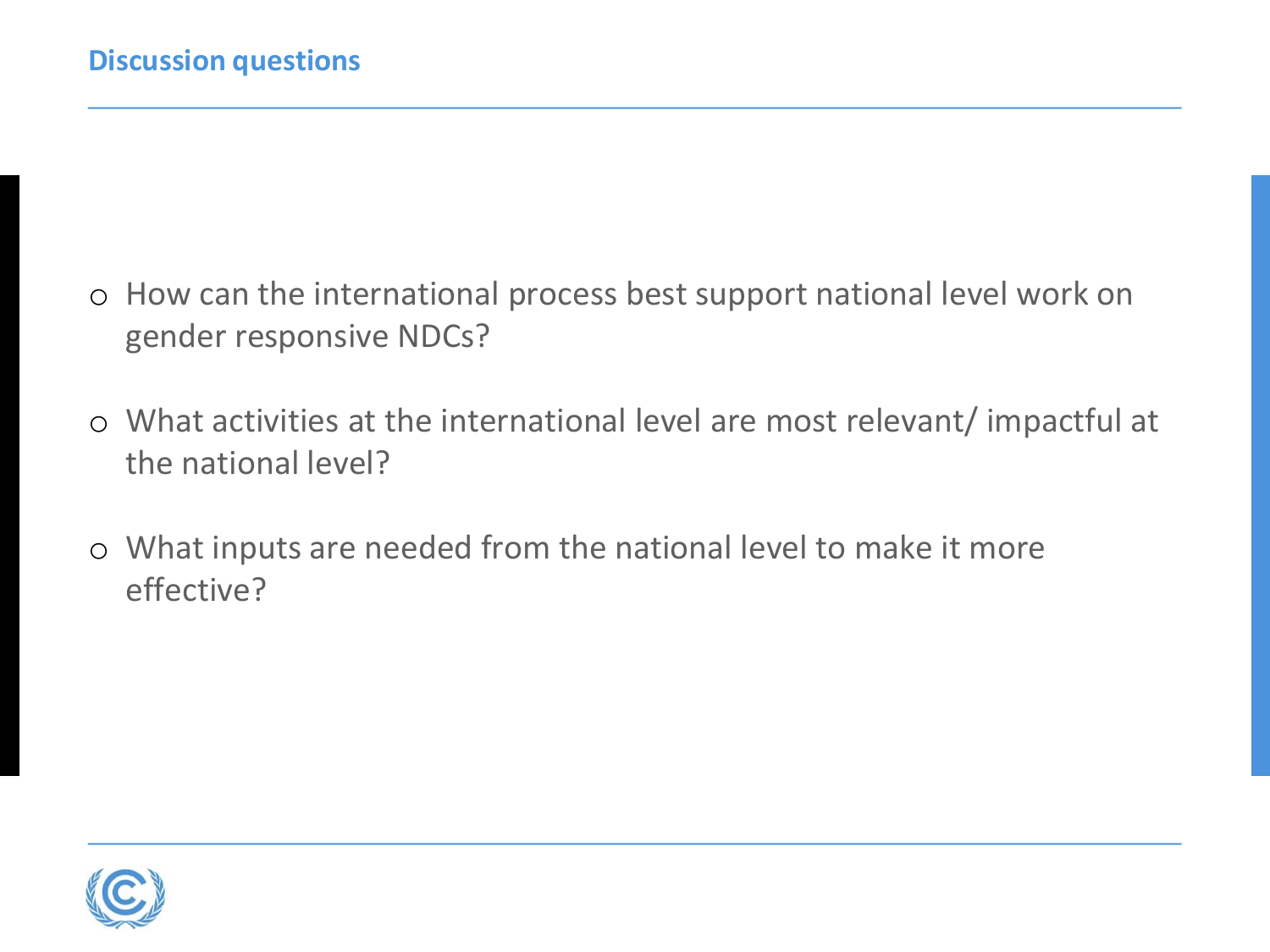## Discussion questions

- How can the international process best support national level work on gender responsive NDCs?
- What activities at the international level are most relevant/ impactful at the national level?
- What inputs are needed from the national level to make it more effective?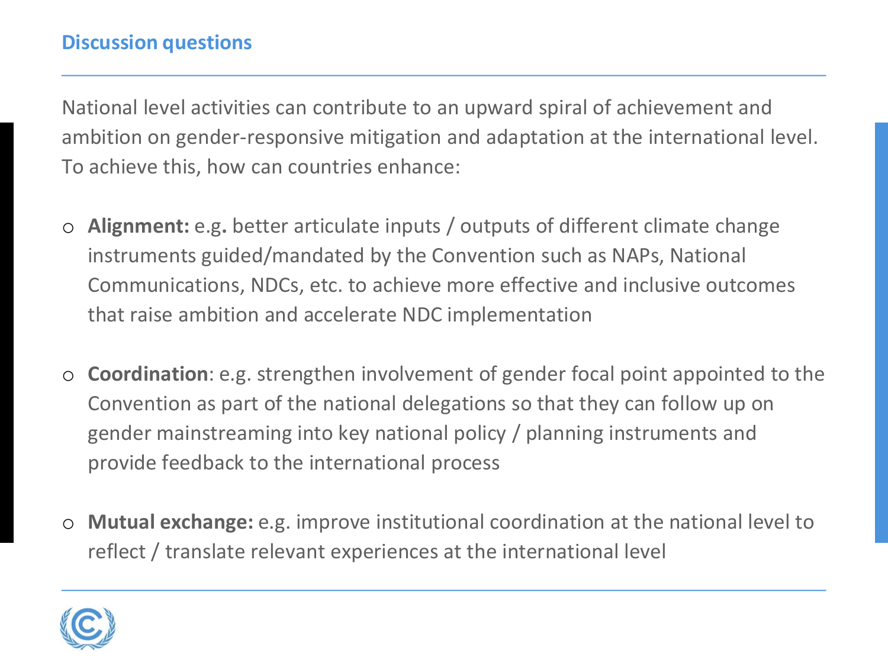## Discussion questions

National level activities can contribute to an upward spiral of achievement and ambition on gender-responsive mitigation and adaptation at the international level. To achieve this, how can countries enhance:

- **Alignment:** e.g**.** better articulate inputs / outputs of different climate change instruments guided/mandated by the Convention such as NAPs, National Communications, NDCs, etc. to achieve more effective and inclusive outcomes that raise ambition and accelerate NDC implementation
- **Coordination**: e.g. strengthen involvement of gender focal point appointed to the Convention as part of the national delegations so that they can follow up on gender mainstreaming into key national policy / planning instruments and provide feedback to the international process
- **Mutual exchange:** e.g. improve institutional coordination at the national level to reflect / translate relevant experiences at the international level